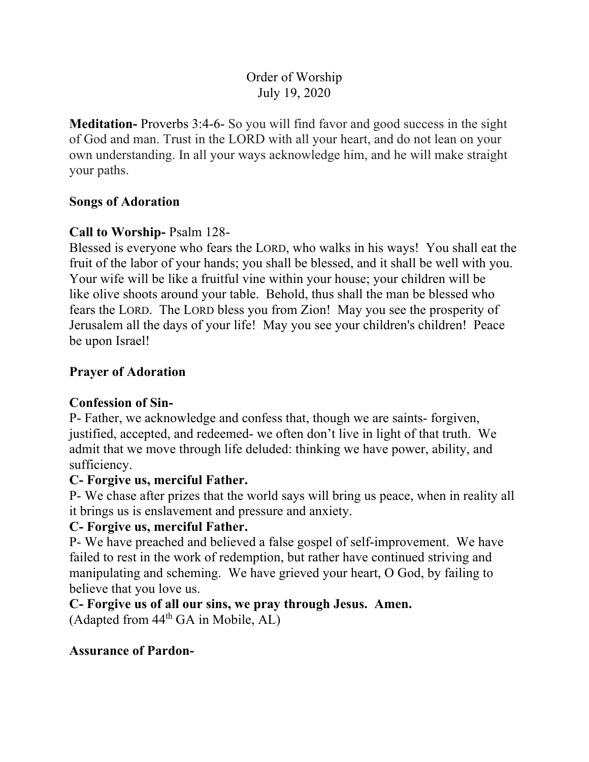# Order of Worship
July 19, 2020

**Meditation-** Proverbs 3:4-6- So you will find favor and good success in the sight of God and man. Trust in the LORD with all your heart, and do not lean on your own understanding. In all your ways acknowledge him, and he will make straight your paths.

**Songs of Adoration**

**Call to Worship-** Psalm 128-
Blessed is everyone who fears the LORD, who walks in his ways! You shall eat the fruit of the labor of your hands; you shall be blessed, and it shall be well with you. Your wife will be like a fruitful vine within your house; your children will be like olive shoots around your table. Behold, thus shall the man be blessed who fears the LORD. The LORD bless you from Zion! May you see the prosperity of Jerusalem all the days of your life! May you see your children's children! Peace be upon Israel!

**Prayer of Adoration**

**Confession of Sin-**
P- Father, we acknowledge and confess that, though we are saints- forgiven, justified, accepted, and redeemed- we often don't live in light of that truth. We admit that we move through life deluded: thinking we have power, ability, and sufficiency.
**C- Forgive us, merciful Father.**
P- We chase after prizes that the world says will bring us peace, when in reality all it brings us is enslavement and pressure and anxiety.
**C- Forgive us, merciful Father.**
P- We have preached and believed a false gospel of self-improvement. We have failed to rest in the work of redemption, but rather have continued striving and manipulating and scheming. We have grieved your heart, O God, by failing to believe that you love us.
**C- Forgive us of all our sins, we pray through Jesus. Amen.**
(Adapted from 44th GA in Mobile, AL)

**Assurance of Pardon-**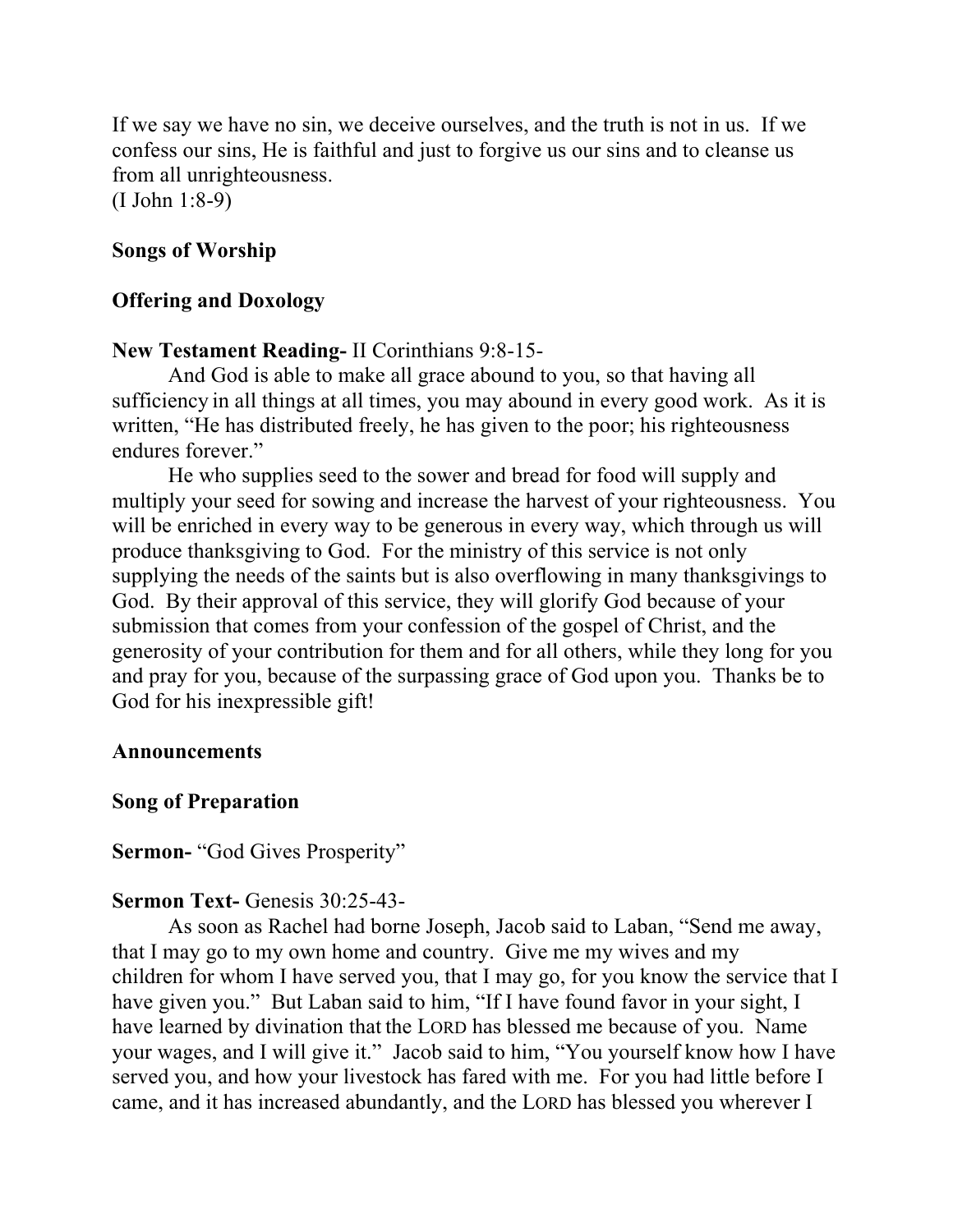If we say we have no sin, we deceive ourselves, and the truth is not in us. If we confess our sins, He is faithful and just to forgive us our sins and to cleanse us from all unrighteousness.
(I John 1:8-9)

**Songs of Worship**

**Offering and Doxology**

**New Testament Reading-** II Corinthians 9:8-15-

And God is able to make all grace abound to you, so that having all sufficiency in all things at all times, you may abound in every good work. As it is written, "He has distributed freely, he has given to the poor; his righteousness endures forever."

He who supplies seed to the sower and bread for food will supply and multiply your seed for sowing and increase the harvest of your righteousness. You will be enriched in every way to be generous in every way, which through us will produce thanksgiving to God. For the ministry of this service is not only supplying the needs of the saints but is also overflowing in many thanksgivings to God. By their approval of this service, they will glorify God because of your submission that comes from your confession of the gospel of Christ, and the generosity of your contribution for them and for all others, while they long for you and pray for you, because of the surpassing grace of God upon you. Thanks be to God for his inexpressible gift!

**Announcements**

**Song of Preparation**

**Sermon-** "God Gives Prosperity"

**Sermon Text-** Genesis 30:25-43-

As soon as Rachel had borne Joseph, Jacob said to Laban, "Send me away, that I may go to my own home and country. Give me my wives and my children for whom I have served you, that I may go, for you know the service that I have given you." But Laban said to him, "If I have found favor in your sight, I have learned by divination that the LORD has blessed me because of you. Name your wages, and I will give it." Jacob said to him, "You yourself know how I have served you, and how your livestock has fared with me. For you had little before I came, and it has increased abundantly, and the LORD has blessed you wherever I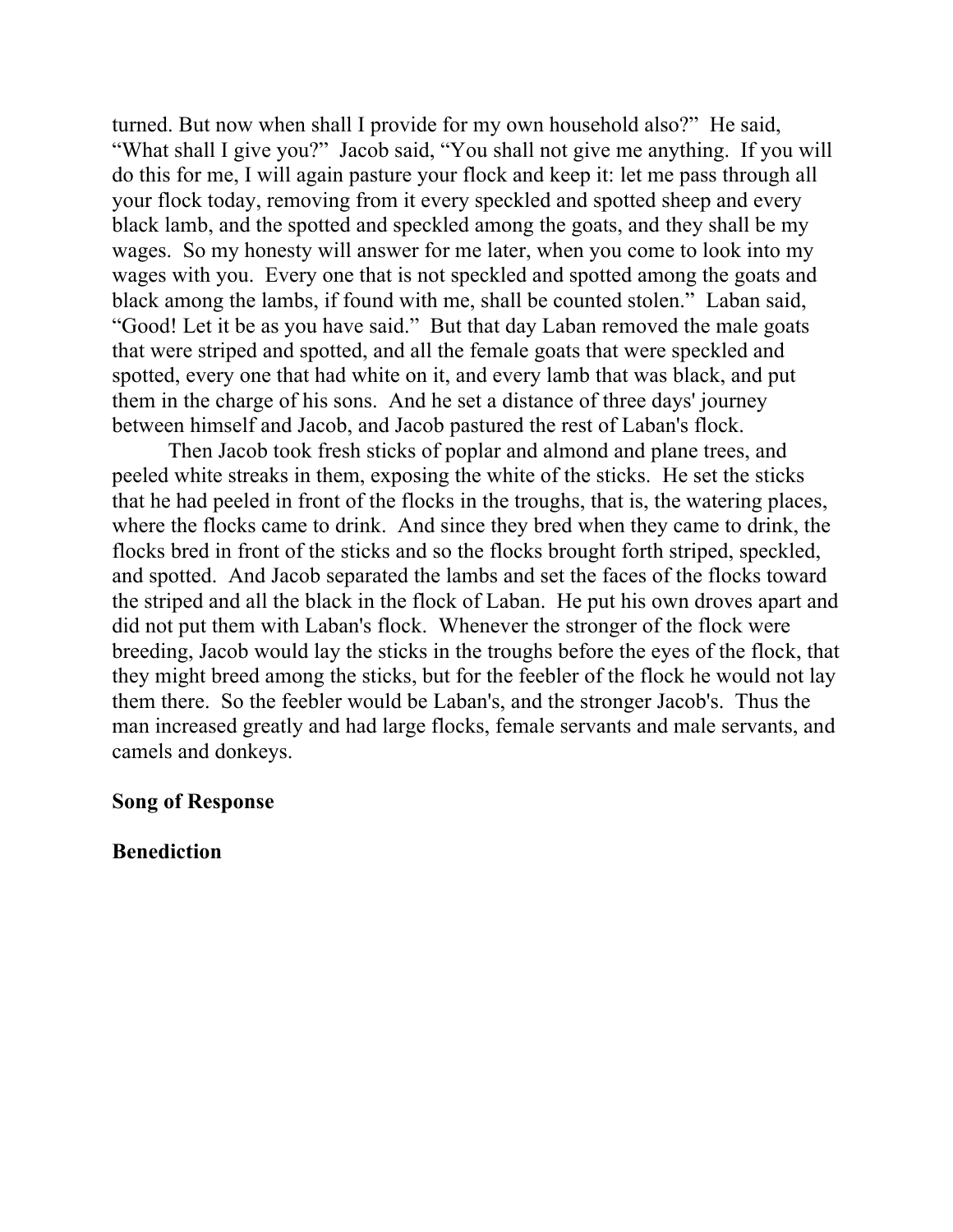turned. But now when shall I provide for my own household also?" He said, "What shall I give you?" Jacob said, "You shall not give me anything. If you will do this for me, I will again pasture your flock and keep it: let me pass through all your flock today, removing from it every speckled and spotted sheep and every black lamb, and the spotted and speckled among the goats, and they shall be my wages. So my honesty will answer for me later, when you come to look into my wages with you. Every one that is not speckled and spotted among the goats and black among the lambs, if found with me, shall be counted stolen." Laban said, "Good! Let it be as you have said." But that day Laban removed the male goats that were striped and spotted, and all the female goats that were speckled and spotted, every one that had white on it, and every lamb that was black, and put them in the charge of his sons. And he set a distance of three days' journey between himself and Jacob, and Jacob pastured the rest of Laban's flock.

Then Jacob took fresh sticks of poplar and almond and plane trees, and peeled white streaks in them, exposing the white of the sticks. He set the sticks that he had peeled in front of the flocks in the troughs, that is, the watering places, where the flocks came to drink. And since they bred when they came to drink, the flocks bred in front of the sticks and so the flocks brought forth striped, speckled, and spotted. And Jacob separated the lambs and set the faces of the flocks toward the striped and all the black in the flock of Laban. He put his own droves apart and did not put them with Laban's flock. Whenever the stronger of the flock were breeding, Jacob would lay the sticks in the troughs before the eyes of the flock, that they might breed among the sticks, but for the feebler of the flock he would not lay them there. So the feebler would be Laban's, and the stronger Jacob's. Thus the man increased greatly and had large flocks, female servants and male servants, and camels and donkeys.

**Song of Response**

**Benediction**